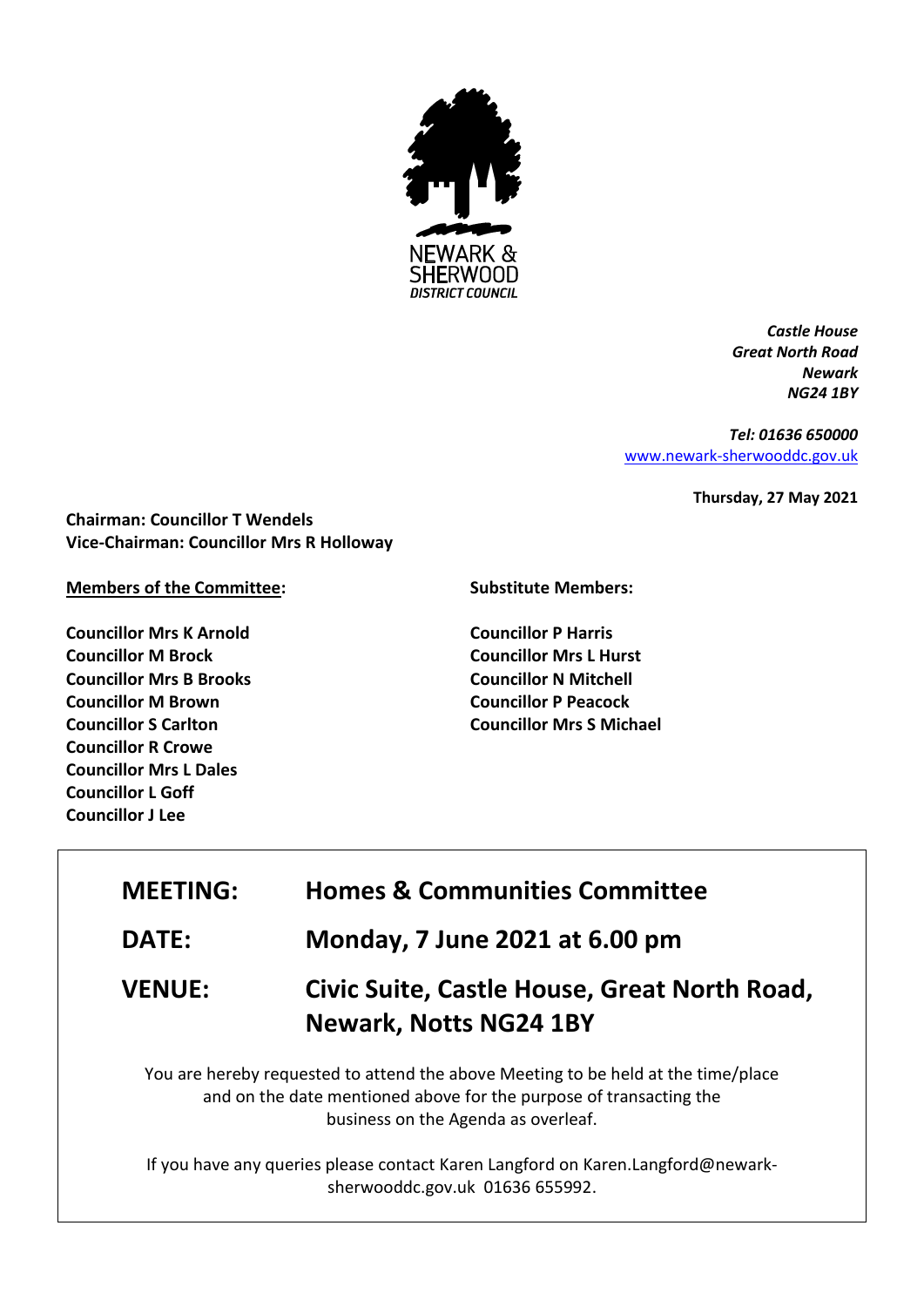NEWARK & SHERWOOD
*DISTRICT COUNCIL*

*Castle House*
*Great North Road*
*Newark*
*NG24 1BY*

*Tel: 01636 650000*
www.newark-sherwooddc.gov.uk

**Thursday, 27 May 2021**

**Chairman: Councillor T Wendels**
**Vice-Chairman: Councillor Mrs R Holloway**

**Members of the Committee:**

**Councillor Mrs K Arnold**
**Councillor M Brock**
**Councillor Mrs B Brooks**
**Councillor M Brown**
**Councillor S Carlton**
**Councillor R Crowe**
**Councillor Mrs L Dales**
**Councillor L Goff**
**Councillor J Lee**

**Substitute Members:**

**Councillor P Harris**
**Councillor Mrs L Hurst**
**Councillor N Mitchell**
**Councillor P Peacock**
**Councillor Mrs S Michael**

| | |
|---|---|
| **MEETING:** | **Homes & Communities Committee** |
| **DATE:** | **Monday, 7 June 2021 at 6.00 pm** |
| **VENUE:** | **Civic Suite, Castle House, Great North Road, Newark, Notts NG24 1BY** |

You are hereby requested to attend the above Meeting to be held at the time/place and on the date mentioned above for the purpose of transacting the business on the Agenda as overleaf.

If you have any queries please contact Karen Langford on Karen.Langford@newark-sherwooddc.gov.uk 01636 655992.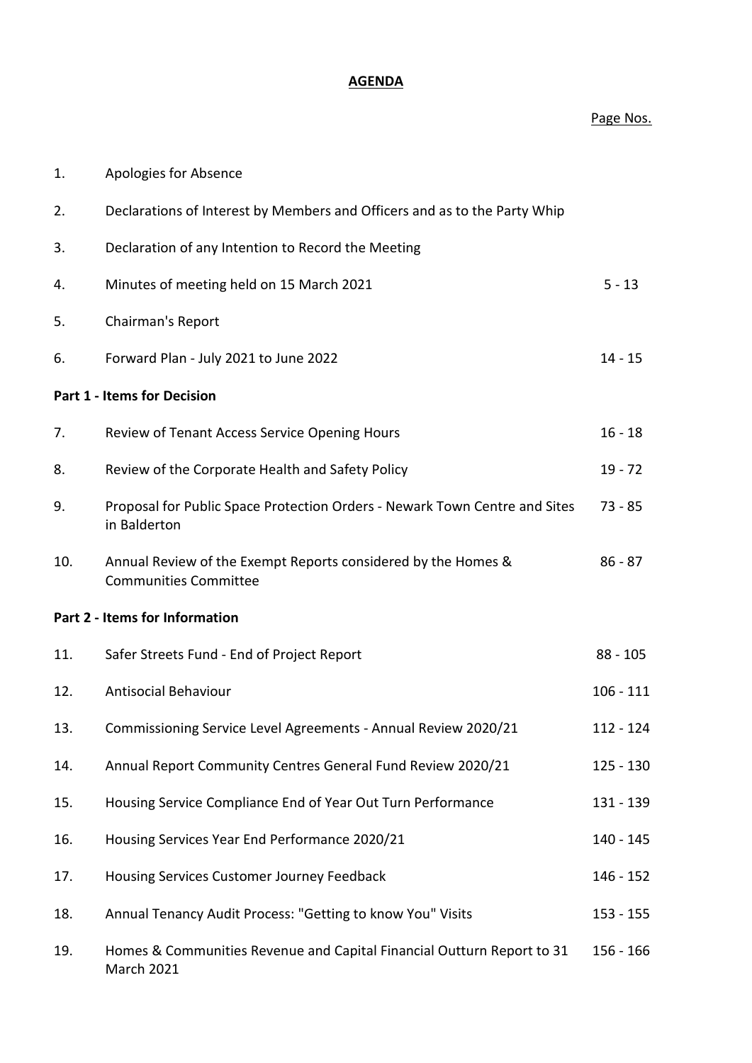**AGENDA**

| | | Page Nos. |
|---|---|---|
| 1. | Apologies for Absence | |
| 2. | Declarations of Interest by Members and Officers and as to the Party Whip | |
| 3. | Declaration of any Intention to Record the Meeting | |
| 4. | Minutes of meeting held on 15 March 2021 | 5 - 13 |
| 5. | Chairman's Report | |
| 6. | Forward Plan - July 2021 to June 2022 | 14 - 15 |
| **Part 1 - Items for Decision** | | |
| 7. | Review of Tenant Access Service Opening Hours | 16 - 18 |
| 8. | Review of the Corporate Health and Safety Policy | 19 - 72 |
| 9. | Proposal for Public Space Protection Orders - Newark Town Centre and Sites in Balderton | 73 - 85 |
| 10. | Annual Review of the Exempt Reports considered by the Homes & Communities Committee | 86 - 87 |
| **Part 2 - Items for Information** | | |
| 11. | Safer Streets Fund - End of Project Report | 88 - 105 |
| 12. | Antisocial Behaviour | 106 - 111 |
| 13. | Commissioning Service Level Agreements - Annual Review 2020/21 | 112 - 124 |
| 14. | Annual Report Community Centres General Fund Review 2020/21 | 125 - 130 |
| 15. | Housing Service Compliance End of Year Out Turn Performance | 131 - 139 |
| 16. | Housing Services Year End Performance 2020/21 | 140 - 145 |
| 17. | Housing Services Customer Journey Feedback | 146 - 152 |
| 18. | Annual Tenancy Audit Process: "Getting to know You" Visits | 153 - 155 |
| 19. | Homes & Communities Revenue and Capital Financial Outturn Report to 31 March 2021 | 156 - 166 |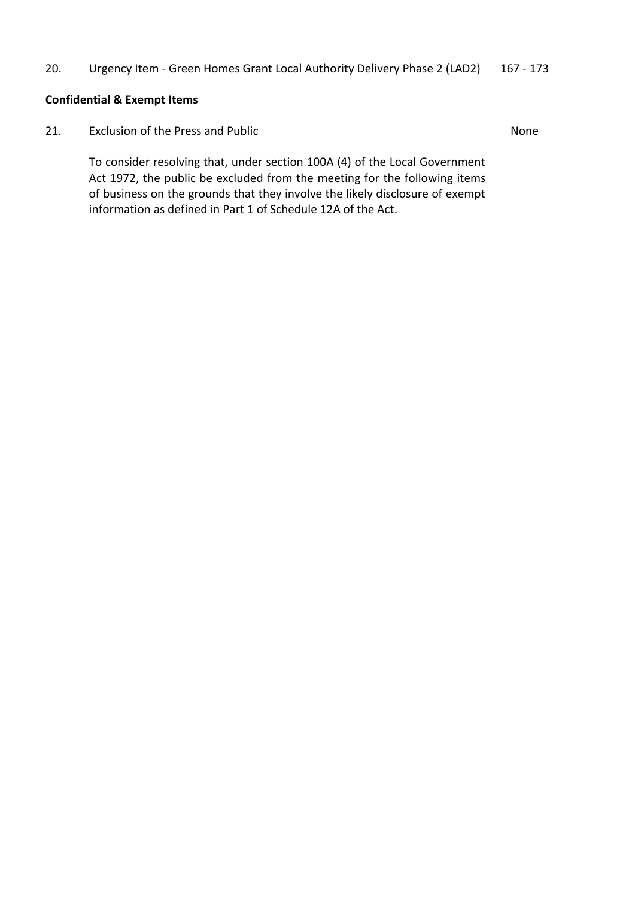| | | |
|---|---|---|
| 20. | Urgency Item - Green Homes Grant Local Authority Delivery Phase 2 (LAD2) | 167 - 173 |

**Confidential & Exempt Items**

| | | |
|---|---|---|
| 21. | Exclusion of the Press and Public | None |

To consider resolving that, under section 100A (4) of the Local Government Act 1972, the public be excluded from the meeting for the following items of business on the grounds that they involve the likely disclosure of exempt information as defined in Part 1 of Schedule 12A of the Act.